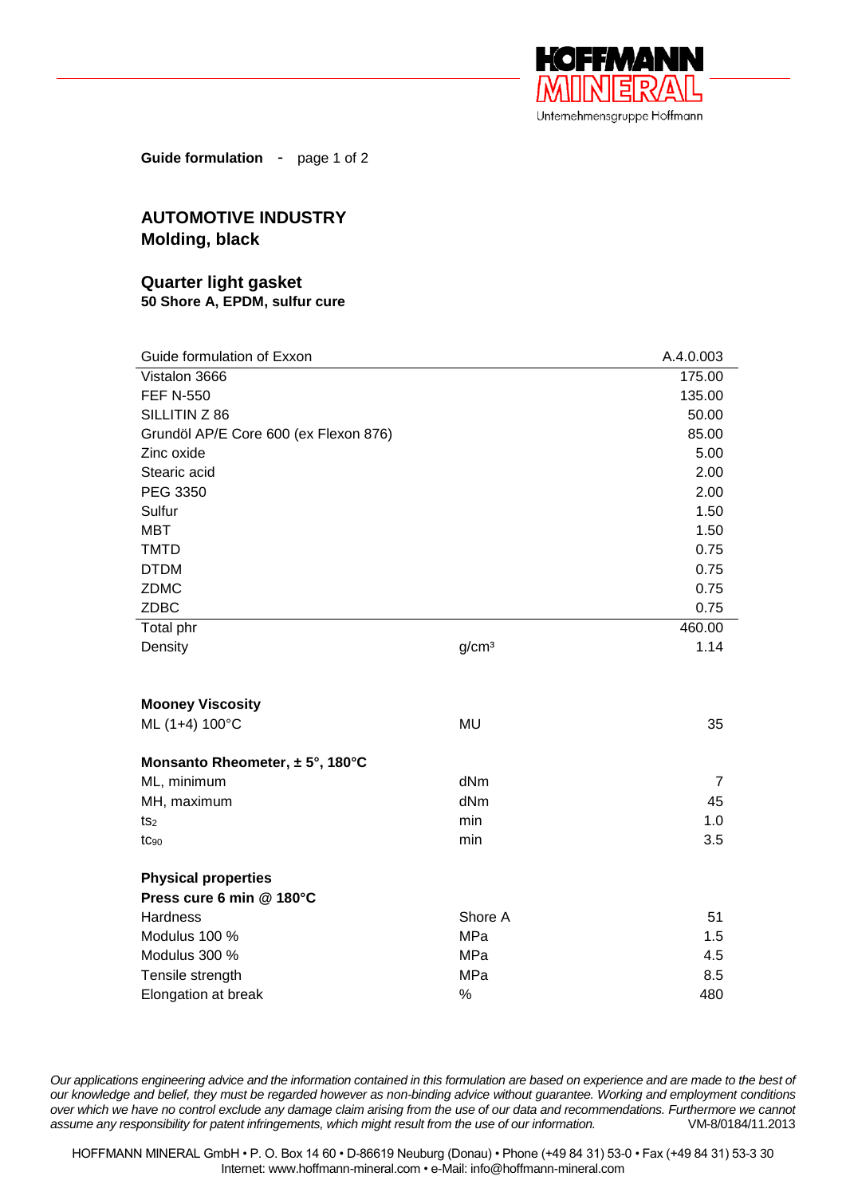**Guide formulation** - page 1 of 2

## AUTOMOTIVE INDUSTRY
## Molding, black

### Quarter light gasket
**50 Shore A, EPDM, sulfur cure**

| Guide formulation of Exxon | | A.4.0.003 |
|---|---|---|
| Vistalon 3666 | | 175.00 |
| FEF N-550 | | 135.00 |
| SILLITIN Z 86 | | 50.00 |
| Grundöl AP/E Core 600 (ex Flexon 876) | | 85.00 |
| Zinc oxide | | 5.00 |
| Stearic acid | | 2.00 |
| PEG 3350 | | 2.00 |
| Sulfur | | 1.50 |
| MBT | | 1.50 |
| TMTD | | 0.75 |
| DTDM | | 0.75 |
| ZDMC | | 0.75 |
| ZDBC | | 0.75 |
| Total phr | | 460.00 |
| Density | $g/cm^3$ | 1.14 |

**Mooney Viscosity**

| | | |
|---|---|---|
| ML (1+4) 100°C | MU | 35 |

**Monsanto Rheometer, ± 5°, 180°C**

| | | |
|---|---|---|
| ML, minimum | dNm | 7 |
| MH, maximum | dNm | 45 |
| $ts_2$ | min | 1.0 |
| $tc_{90}$ | min | 3.5 |

**Physical properties**
**Press cure 6 min @ 180°C**

| | | |
|---|---|---|
| Hardness | Shore A | 51 |
| Modulus 100 % | MPa | 1.5 |
| Modulus 300 % | MPa | 4.5 |
| Tensile strength | MPa | 8.5 |
| Elongation at break | % | 480 |

*Our applications engineering advice and the information contained in this formulation are based on experience and are made to the best of our knowledge and belief, they must be regarded however as non-binding advice without guarantee. Working and employment conditions over which we have no control exclude any damage claim arising from the use of our data and recommendations. Furthermore we cannot assume any responsibility for patent infringements, which might result from the use of our information.* VM-8/0184/11.2013

HOFFMANN MINERAL GmbH • P. O. Box 14 60 • D-86619 Neuburg (Donau) • Phone (+49 84 31) 53-0 • Fax (+49 84 31) 53-3 30
Internet: www.hoffmann-mineral.com • e-Mail: info@hoffmann-mineral.com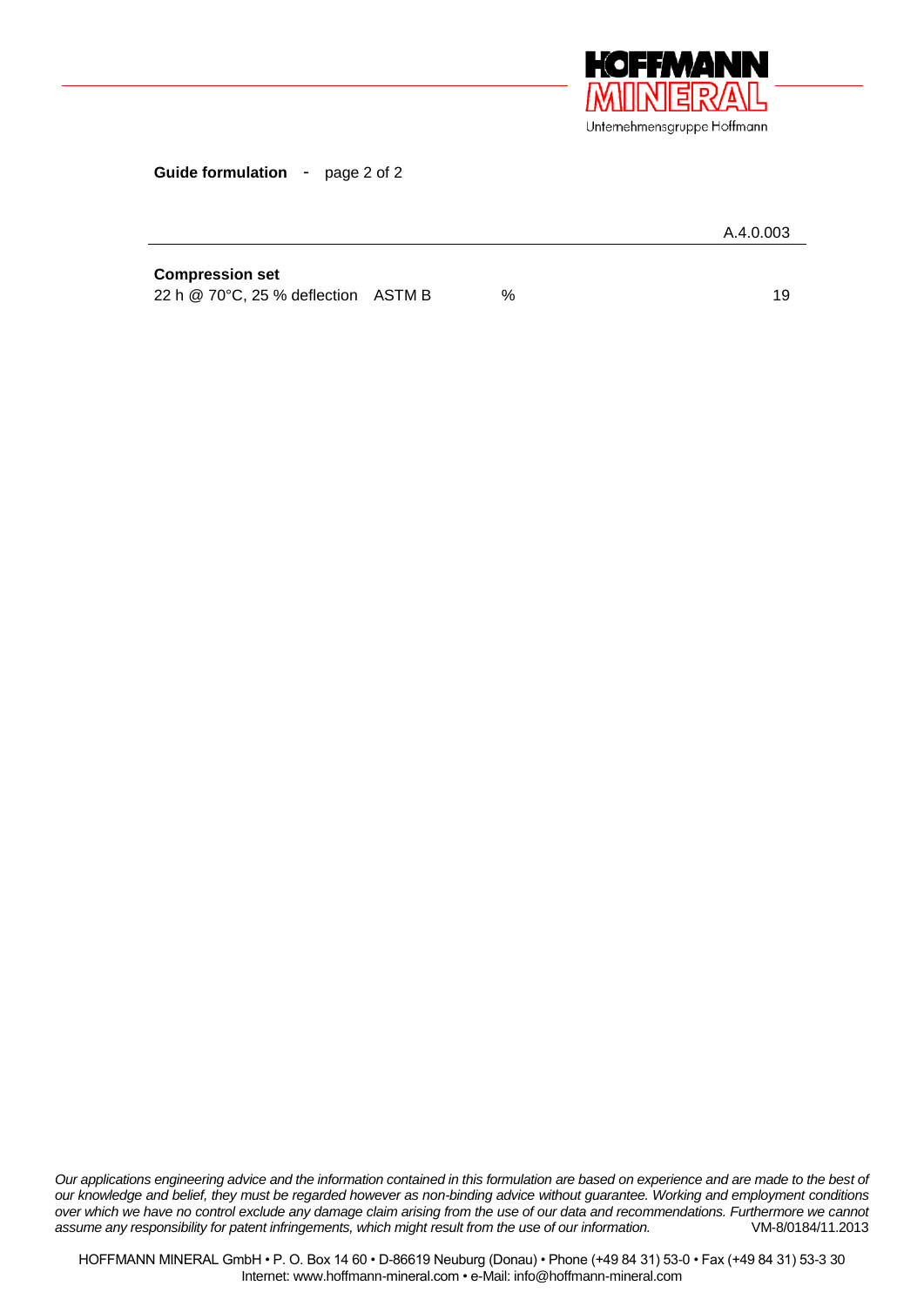**Guide formulation** - page 2 of 2

| | | | A.4.0.003 |
|---|---|---|---|
| **Compression set** | | | |
| 22 h @ 70°C, 25 % deflection | ASTM B | % | 19 |

*Our applications engineering advice and the information contained in this formulation are based on experience and are made to the best of our knowledge and belief, they must be regarded however as non-binding advice without guarantee. Working and employment conditions over which we have no control exclude any damage claim arising from the use of our data and recommendations. Furthermore we cannot assume any responsibility for patent infringements, which might result from the use of our information.* VM-8/0184/11.2013

HOFFMANN MINERAL GmbH • P. O. Box 14 60 • D-86619 Neuburg (Donau) • Phone (+49 84 31) 53-0 • Fax (+49 84 31) 53-3 30
Internet: www.hoffmann-mineral.com • e-Mail: info@hoffmann-mineral.com